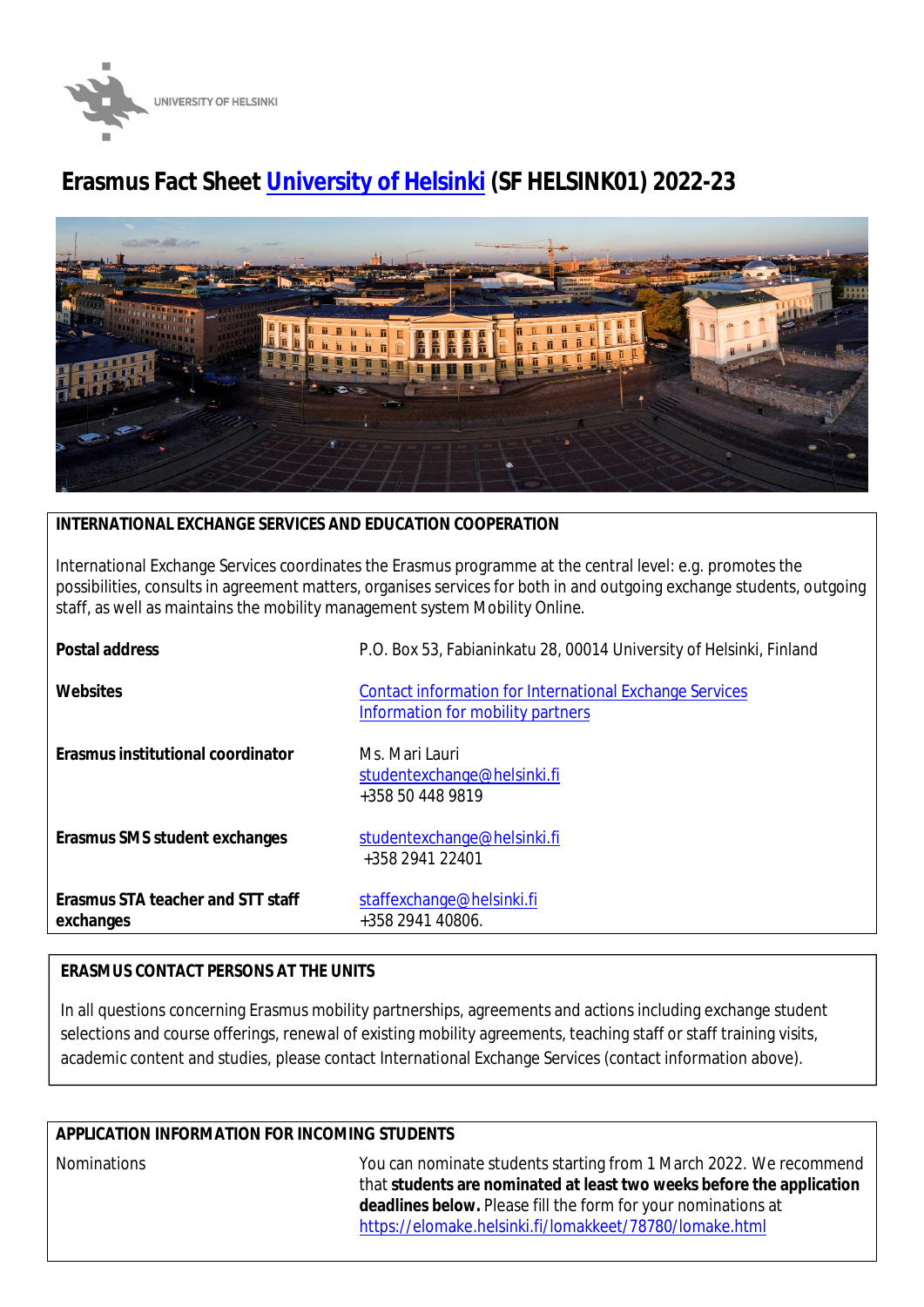# Erasmus Fact Sheet University of Helsinki (SF HELSINK01) 2022-23

## INTERNATIONAL EXCHANGE SERVICES AND EDUCATION COOPERATION

International Exchange Services coordinates the Erasmus programme at the central level: e.g. promotes the possibilities, consults in agreement matters, organises services for both in and outgoing exchange students, outgoing staff, as well as maintains the mobility management system Mobility Online.

| | |
|---|---|
| **Postal address** | P.O. Box 53, Fabianinkatu 28, 00014 University of Helsinki, Finland |
| **Websites** | Contact information for International Exchange Services<br>Information for mobility partners |
| **Erasmus institutional coordinator** | Ms. Mari Lauri<br>studentexchange@helsinki.fi<br>+358 50 448 9819 |
| **Erasmus SMS student exchanges** | studentexchange@helsinki.fi<br>+358 2941 22401 |
| **Erasmus STA teacher and STT staff exchanges** | staffexchange@helsinki.fi<br>+358 2941 40806. |

## ERASMUS CONTACT PERSONS AT THE UNITS

In all questions concerning Erasmus mobility partnerships, agreements and actions including exchange student selections and course offerings, renewal of existing mobility agreements, teaching staff or staff training visits, academic content and studies, please contact International Exchange Services (contact information above).

## APPLICATION INFORMATION FOR INCOMING STUDENTS

| | |
|---|---|
| Nominations | You can nominate students starting from 1 March 2022. We recommend that **students are nominated at least two weeks before the application deadlines below.** Please fill the form for your nominations at https://elomake.helsinki.fi/lomakkeet/78780/lomake.html |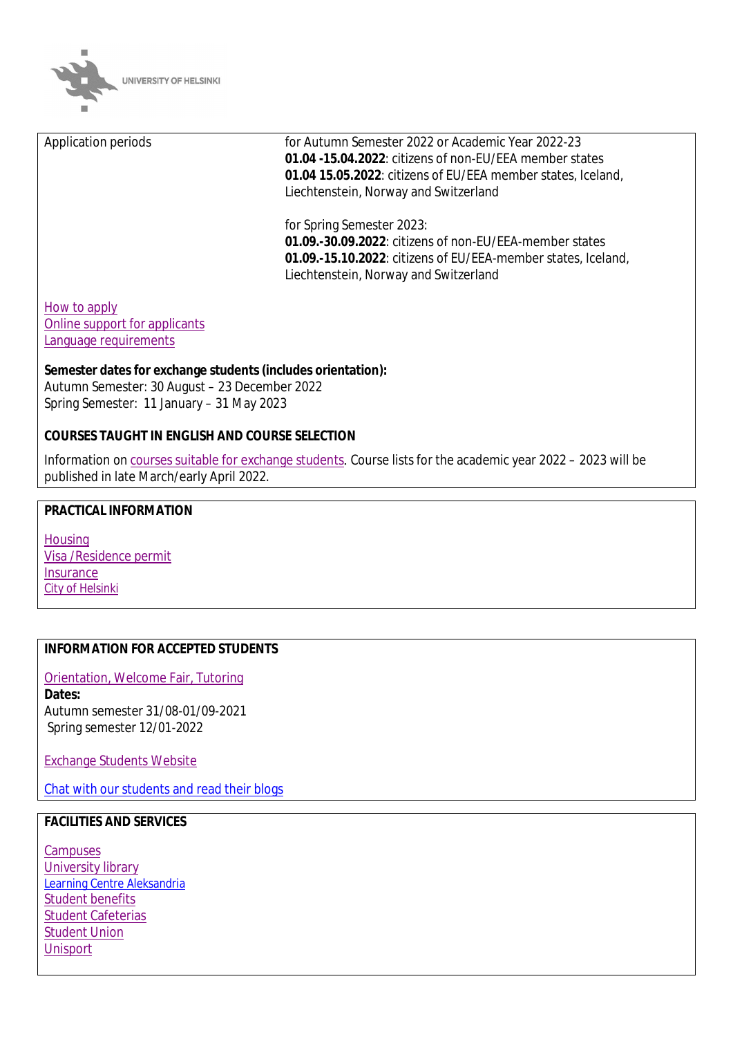UNIVERSITY OF HELSINKI

| | |
|---|---|
| Application periods | for Autumn Semester 2022 or Academic Year 2022-23<br>**01.04 -15.04.2022**: citizens of non-EU/EEA member states<br>**01.04 15.05.2022**: citizens of EU/EEA member states, Iceland, Liechtenstein, Norway and Switzerland<br><br>for Spring Semester 2023:<br>**01.09.-30.09.2022**: citizens of non-EU/EEA-member states<br>**01.09.-15.10.2022**: citizens of EU/EEA-member states, Iceland, Liechtenstein, Norway and Switzerland |

How to apply
Online support for applicants
Language requirements

**Semester dates for exchange students (includes orientation):**
Autumn Semester: 30 August – 23 December 2022
Spring Semester: 11 January – 31 May 2023

**COURSES TAUGHT IN ENGLISH AND COURSE SELECTION**

Information on courses suitable for exchange students. Course lists for the academic year 2022 – 2023 will be published in late March/early April 2022.

**PRACTICAL INFORMATION**

Housing
Visa /Residence permit
Insurance
City of Helsinki

**INFORMATION FOR ACCEPTED STUDENTS**

Orientation, Welcome Fair, Tutoring
**Dates:**
Autumn semester 31/08-01/09-2021
Spring semester 12/01-2022

Exchange Students Website

Chat with our students and read their blogs

**FACILITIES AND SERVICES**

Campuses
University library
Learning Centre Aleksandria
Student benefits
Student Cafeterias
Student Union
Unisport